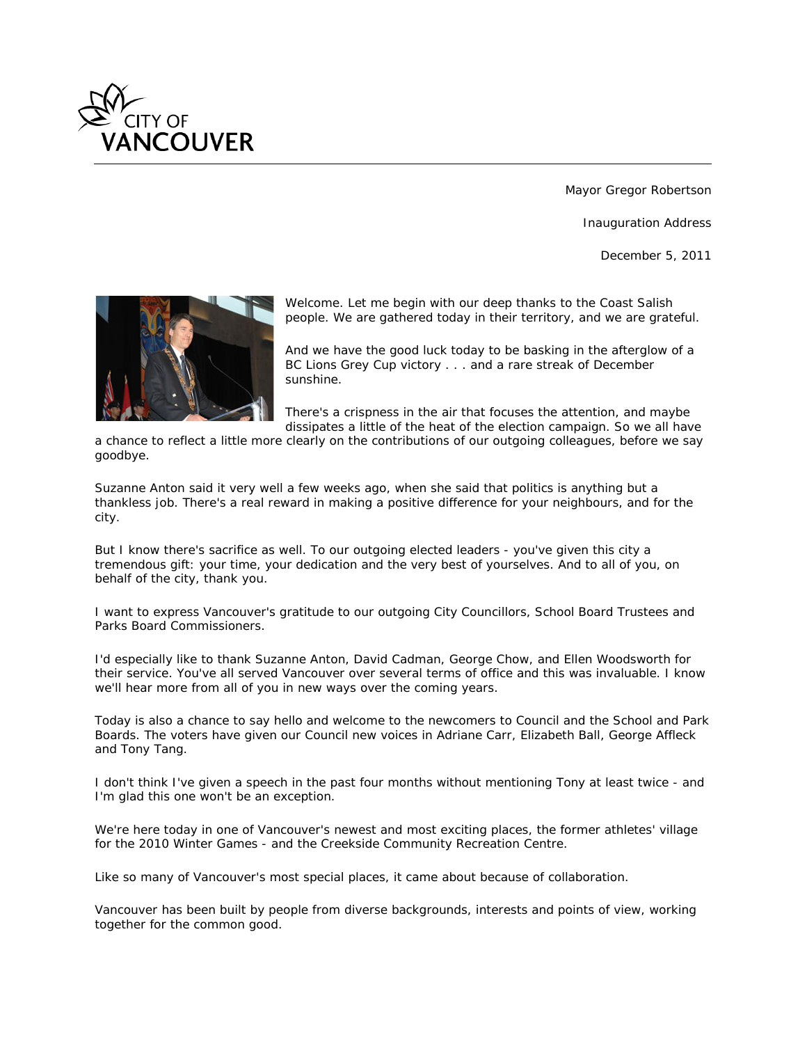CITY OF VANCOUVER

Mayor Gregor Robertson

Inauguration Address

December 5, 2011

Welcome. Let me begin with our deep thanks to the Coast Salish people. We are gathered today in their territory, and we are grateful.

And we have the good luck today to be basking in the afterglow of a BC Lions Grey Cup victory . . . and a rare streak of December sunshine.

There's a crispness in the air that focuses the attention, and maybe dissipates a little of the heat of the election campaign. So we all have a chance to reflect a little more clearly on the contributions of our outgoing colleagues, before we say goodbye.

Suzanne Anton said it very well a few weeks ago, when she said that politics is anything but a thankless job. There's a real reward in making a positive difference for your neighbours, and for the city.

But I know there's sacrifice as well. To our outgoing elected leaders - you've given this city a tremendous gift: your time, your dedication and the very best of yourselves. And to all of you, on behalf of the city, thank you.

I want to express Vancouver's gratitude to our outgoing City Councillors, School Board Trustees and Parks Board Commissioners.

I'd especially like to thank Suzanne Anton, David Cadman, George Chow, and Ellen Woodsworth for their service. You've all served Vancouver over several terms of office and this was invaluable. I know we'll hear more from all of you in new ways over the coming years.

Today is also a chance to say hello and welcome to the newcomers to Council and the School and Park Boards. The voters have given our Council new voices in Adriane Carr, Elizabeth Ball, George Affleck and Tony Tang.

I don't think I've given a speech in the past four months without mentioning Tony at least twice - and I'm glad this one won't be an exception.

We're here today in one of Vancouver's newest and most exciting places, the former athletes' village for the 2010 Winter Games - and the Creekside Community Recreation Centre.

Like so many of Vancouver's most special places, it came about because of collaboration.

Vancouver has been built by people from diverse backgrounds, interests and points of view, working together for the common good.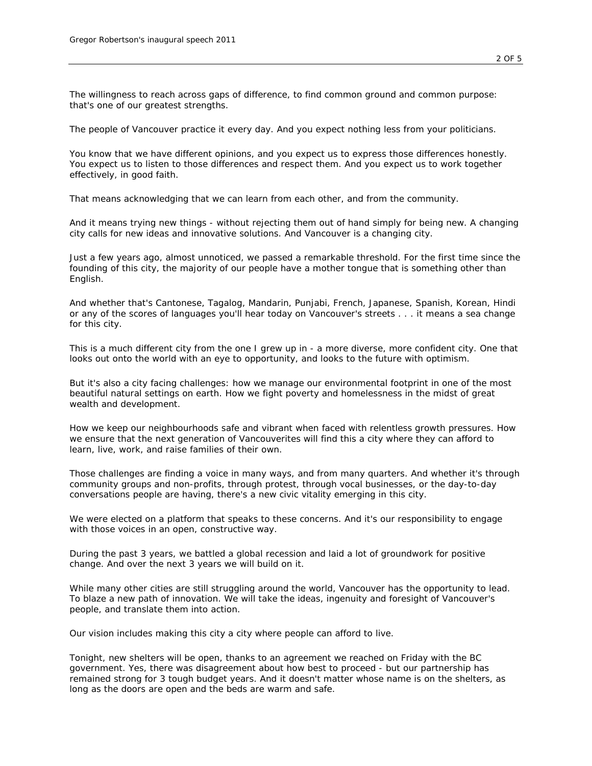The willingness to reach across gaps of difference, to find common ground and common purpose: that's one of our greatest strengths.

The people of Vancouver practice it every day. And you expect nothing less from your politicians.

You know that we have different opinions, and you expect us to express those differences honestly. You expect us to listen to those differences and respect them. And you expect us to work together effectively, in good faith.

That means acknowledging that we can learn from each other, and from the community.

And it means trying new things - without rejecting them out of hand simply for being new. A changing city calls for new ideas and innovative solutions. And Vancouver is a changing city.

Just a few years ago, almost unnoticed, we passed a remarkable threshold. For the first time since the founding of this city, the majority of our people have a mother tongue that is something other than English.

And whether that's Cantonese, Tagalog, Mandarin, Punjabi, French, Japanese, Spanish, Korean, Hindi or any of the scores of languages you'll hear today on Vancouver's streets . . . it means a sea change for this city.

This is a much different city from the one I grew up in - a more diverse, more confident city. One that looks out onto the world with an eye to opportunity, and looks to the future with optimism.

But it's also a city facing challenges: how we manage our environmental footprint in one of the most beautiful natural settings on earth. How we fight poverty and homelessness in the midst of great wealth and development.

How we keep our neighbourhoods safe and vibrant when faced with relentless growth pressures. How we ensure that the next generation of Vancouverites will find this a city where they can afford to learn, live, work, and raise families of their own.

Those challenges are finding a voice in many ways, and from many quarters. And whether it's through community groups and non-profits, through protest, through vocal businesses, or the day-to-day conversations people are having, there's a new civic vitality emerging in this city.

We were elected on a platform that speaks to these concerns. And it's our responsibility to engage with those voices in an open, constructive way.

During the past 3 years, we battled a global recession and laid a lot of groundwork for positive change. And over the next 3 years we will build on it.

While many other cities are still struggling around the world, Vancouver has the opportunity to lead. To blaze a new path of innovation. We will take the ideas, ingenuity and foresight of Vancouver's people, and translate them into action.

Our vision includes making this city a city where people can afford to live.

Tonight, new shelters will be open, thanks to an agreement we reached on Friday with the BC government. Yes, there was disagreement about how best to proceed - but our partnership has remained strong for 3 tough budget years. And it doesn't matter whose name is on the shelters, as long as the doors are open and the beds are warm and safe.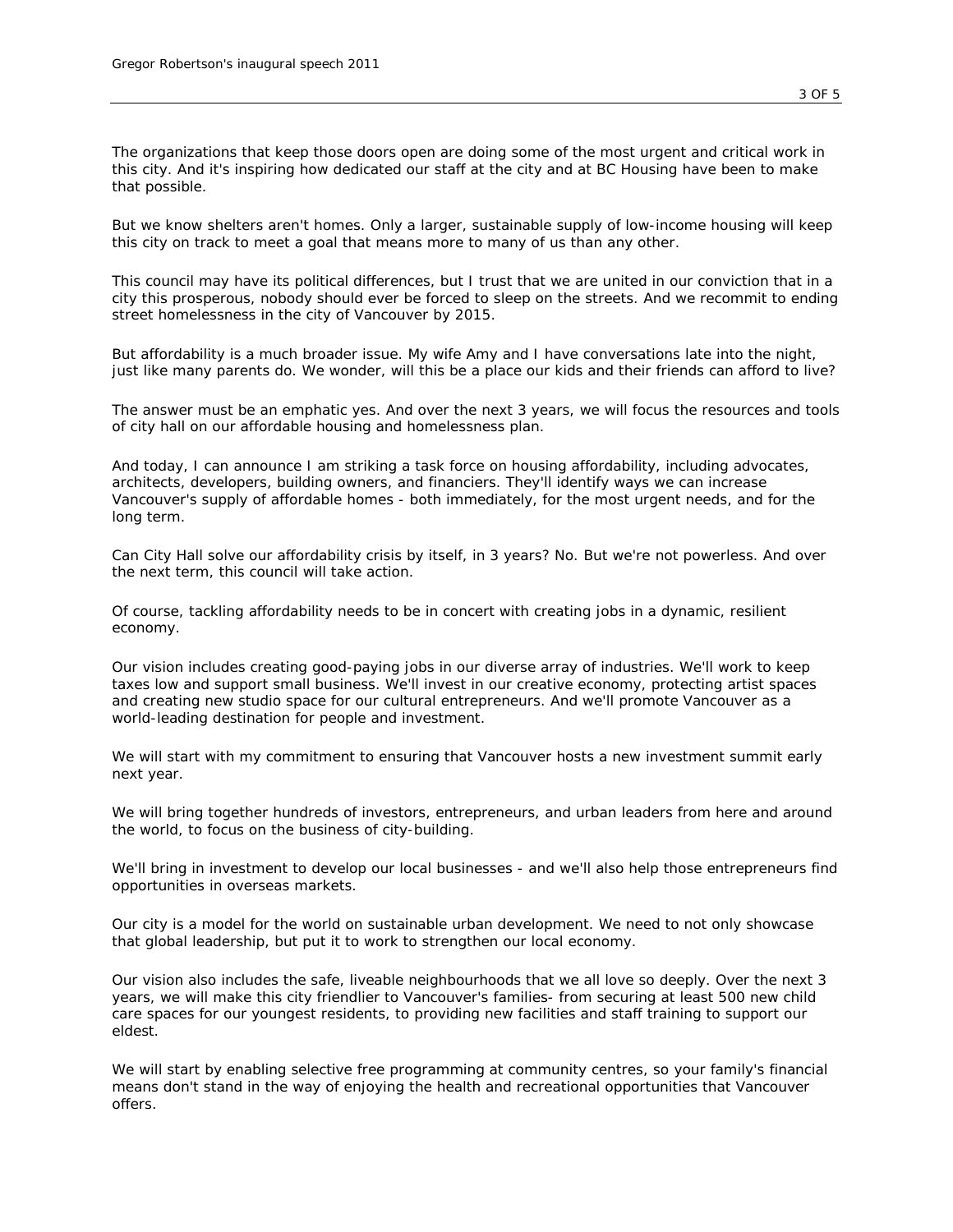The organizations that keep those doors open are doing some of the most urgent and critical work in this city. And it's inspiring how dedicated our staff at the city and at BC Housing have been to make that possible.

But we know shelters aren't homes. Only a larger, sustainable supply of low-income housing will keep this city on track to meet a goal that means more to many of us than any other.

This council may have its political differences, but I trust that we are united in our conviction that in a city this prosperous, nobody should ever be forced to sleep on the streets. And we recommit to ending street homelessness in the city of Vancouver by 2015.

But affordability is a much broader issue. My wife Amy and I have conversations late into the night, just like many parents do. We wonder, will this be a place our kids and their friends can afford to live?

The answer must be an emphatic yes. And over the next 3 years, we will focus the resources and tools of city hall on our affordable housing and homelessness plan.

And today, I can announce I am striking a task force on housing affordability, including advocates, architects, developers, building owners, and financiers. They'll identify ways we can increase Vancouver's supply of affordable homes - both immediately, for the most urgent needs, and for the long term.

Can City Hall solve our affordability crisis by itself, in 3 years? No. But we're not powerless. And over the next term, this council will take action.

Of course, tackling affordability needs to be in concert with creating jobs in a dynamic, resilient economy.

Our vision includes creating good-paying jobs in our diverse array of industries. We'll work to keep taxes low and support small business. We'll invest in our creative economy, protecting artist spaces and creating new studio space for our cultural entrepreneurs. And we'll promote Vancouver as a world-leading destination for people and investment.

We will start with my commitment to ensuring that Vancouver hosts a new investment summit early next year.

We will bring together hundreds of investors, entrepreneurs, and urban leaders from here and around the world, to focus on the business of city-building.

We'll bring in investment to develop our local businesses - and we'll also help those entrepreneurs find opportunities in overseas markets.

Our city is a model for the world on sustainable urban development. We need to not only showcase that global leadership, but put it to work to strengthen our local economy.

Our vision also includes the safe, liveable neighbourhoods that we all love so deeply. Over the next 3 years, we will make this city friendlier to Vancouver's families- from securing at least 500 new child care spaces for our youngest residents, to providing new facilities and staff training to support our eldest.

We will start by enabling selective free programming at community centres, so your family's financial means don't stand in the way of enjoying the health and recreational opportunities that Vancouver offers.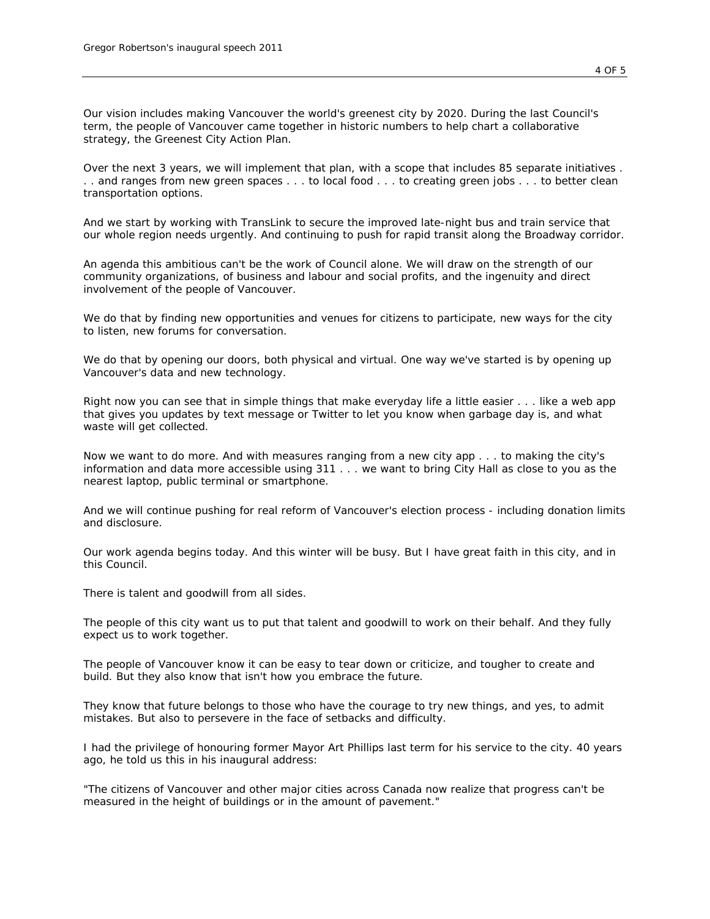Our vision includes making Vancouver the world's greenest city by 2020. During the last Council's term, the people of Vancouver came together in historic numbers to help chart a collaborative strategy, the Greenest City Action Plan.

Over the next 3 years, we will implement that plan, with a scope that includes 85 separate initiatives . . . and ranges from new green spaces . . . to local food . . . to creating green jobs . . . to better clean transportation options.

And we start by working with TransLink to secure the improved late-night bus and train service that our whole region needs urgently. And continuing to push for rapid transit along the Broadway corridor.

An agenda this ambitious can't be the work of Council alone. We will draw on the strength of our community organizations, of business and labour and social profits, and the ingenuity and direct involvement of the people of Vancouver.

We do that by finding new opportunities and venues for citizens to participate, new ways for the city to listen, new forums for conversation.

We do that by opening our doors, both physical and virtual. One way we've started is by opening up Vancouver's data and new technology.

Right now you can see that in simple things that make everyday life a little easier . . . like a web app that gives you updates by text message or Twitter to let you know when garbage day is, and what waste will get collected.

Now we want to do more. And with measures ranging from a new city app . . . to making the city's information and data more accessible using 311 . . . we want to bring City Hall as close to you as the nearest laptop, public terminal or smartphone.

And we will continue pushing for real reform of Vancouver's election process - including donation limits and disclosure.

Our work agenda begins today. And this winter will be busy. But I have great faith in this city, and in this Council.

There is talent and goodwill from all sides.

The people of this city want us to put that talent and goodwill to work on their behalf. And they fully expect us to work together.

The people of Vancouver know it can be easy to tear down or criticize, and tougher to create and build. But they also know that isn't how you embrace the future.

They know that future belongs to those who have the courage to try new things, and yes, to admit mistakes. But also to persevere in the face of setbacks and difficulty.

I had the privilege of honouring former Mayor Art Phillips last term for his service to the city. 40 years ago, he told us this in his inaugural address:

"The citizens of Vancouver and other major cities across Canada now realize that progress can't be measured in the height of buildings or in the amount of pavement."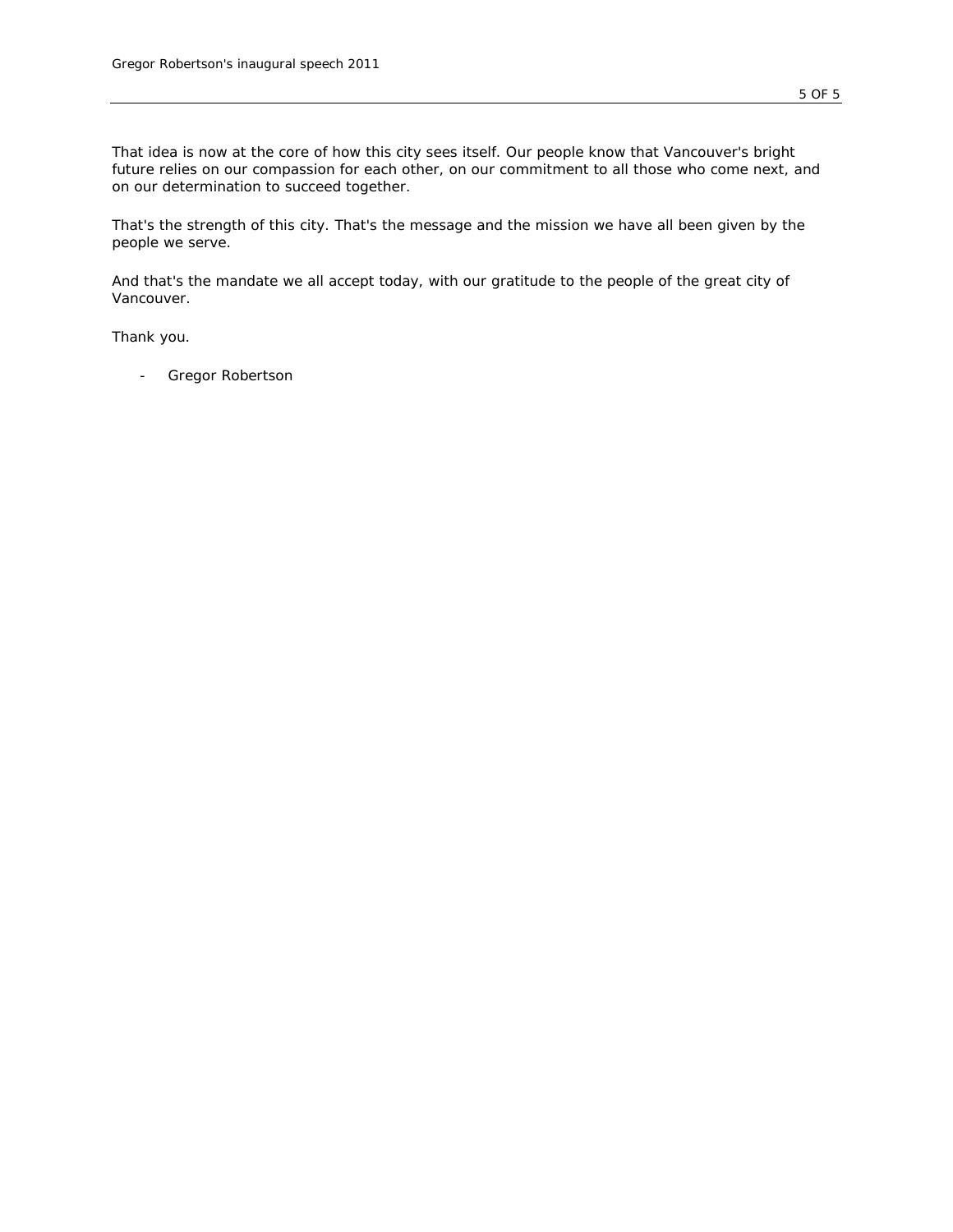That idea is now at the core of how this city sees itself. Our people know that Vancouver's bright future relies on our compassion for each other, on our commitment to all those who come next, and on our determination to succeed together.

That's the strength of this city. That's the message and the mission we have all been given by the people we serve.

And that's the mandate we all accept today, with our gratitude to the people of the great city of Vancouver.

Thank you.

- Gregor Robertson